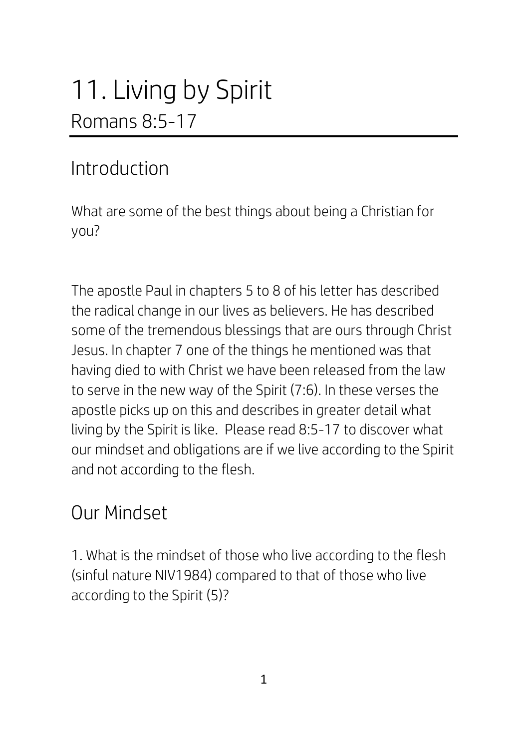# 11. Living by Spirit

Romans 8:5-17

## Introduction

What are some of the best things about being a Christian for you?

The apostle Paul in chapters 5 to 8 of his letter has described the radical change in our lives as believers. He has described some of the tremendous blessings that are ours through Christ Jesus. In chapter 7 one of the things he mentioned was that having died to with Christ we have been released from the law to serve in the new way of the Spirit (7:6). In these verses the apostle picks up on this and describes in greater detail what living by the Spirit is like. Please read 8:5-17 to discover what our mindset and obligations are if we live according to the Spirit and not according to the flesh.

## Our Mindset

1. What is the mindset of those who live according to the flesh (sinful nature NIV1984) compared to that of those who live according to the Spirit (5)?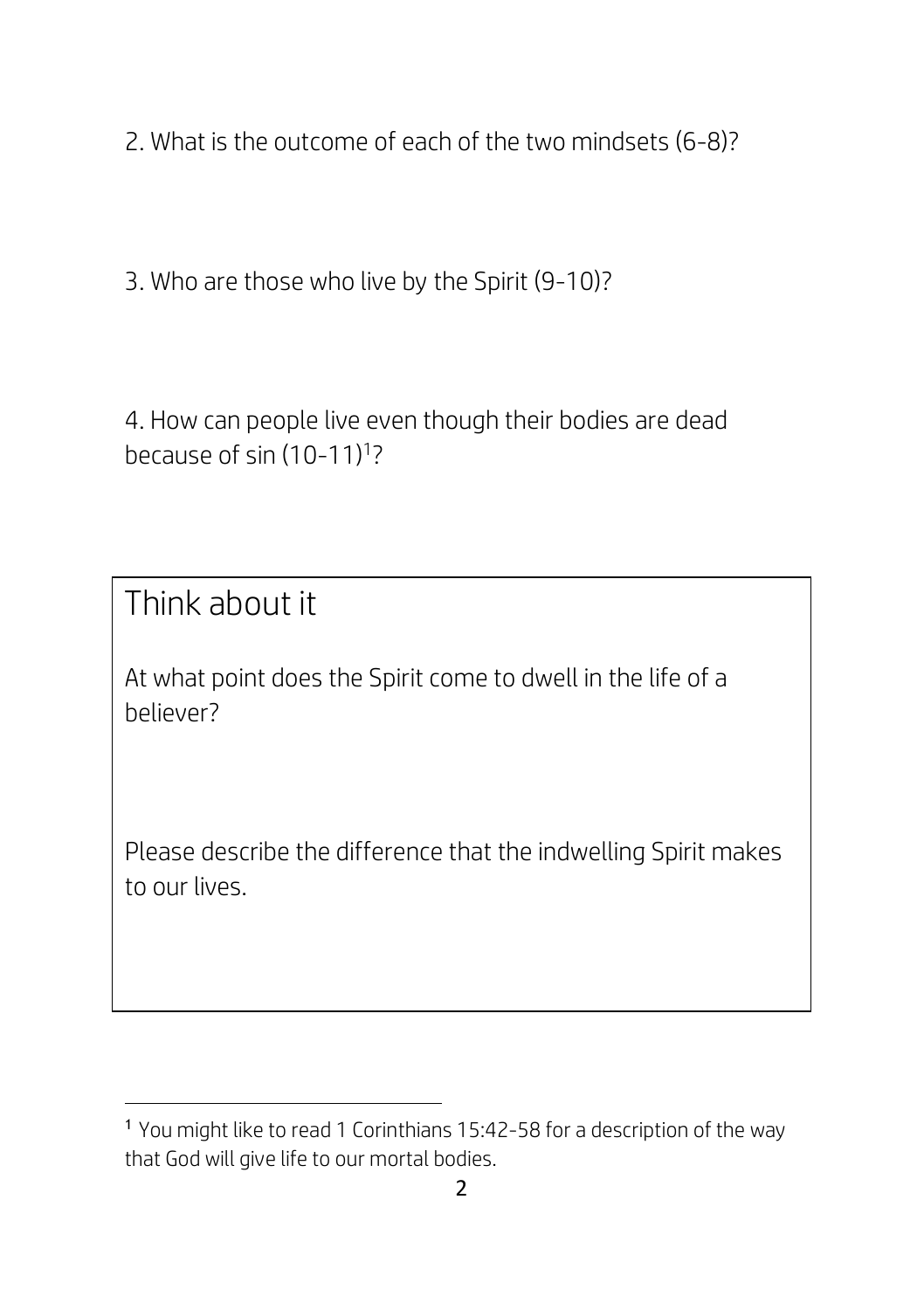2. What is the outcome of each of the two mindsets (6-8)?

3. Who are those who live by the Spirit (9-10)?

4. How can people live even though their bodies are dead because of sin (10-11)[1]?

## Think about it

At what point does the Spirit come to dwell in the life of a believer?

Please describe the difference that the indwelling Spirit makes to our lives.

[1] You might like to read 1 Corinthians 15:42-58 for a description of the way that God will give life to our mortal bodies.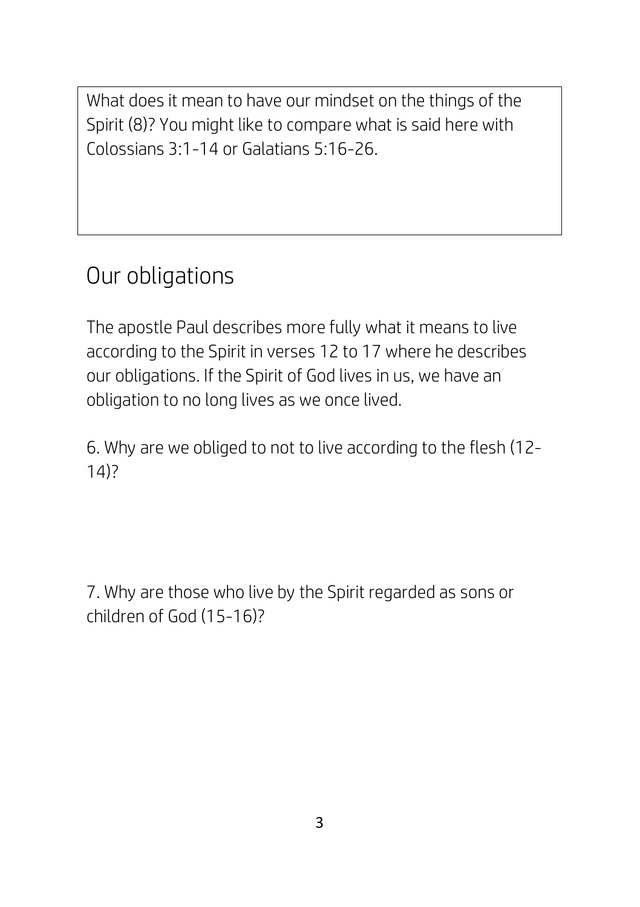What does it mean to have our mindset on the things of the Spirit (8)? You might like to compare what is said here with Colossians 3:1-14 or Galatians 5:16-26.

## Our obligations

The apostle Paul describes more fully what it means to live according to the Spirit in verses 12 to 17 where he describes our obligations. If the Spirit of God lives in us, we have an obligation to no long lives as we once lived.

6. Why are we obliged to not to live according to the flesh (12-14)?

7. Why are those who live by the Spirit regarded as sons or children of God (15-16)?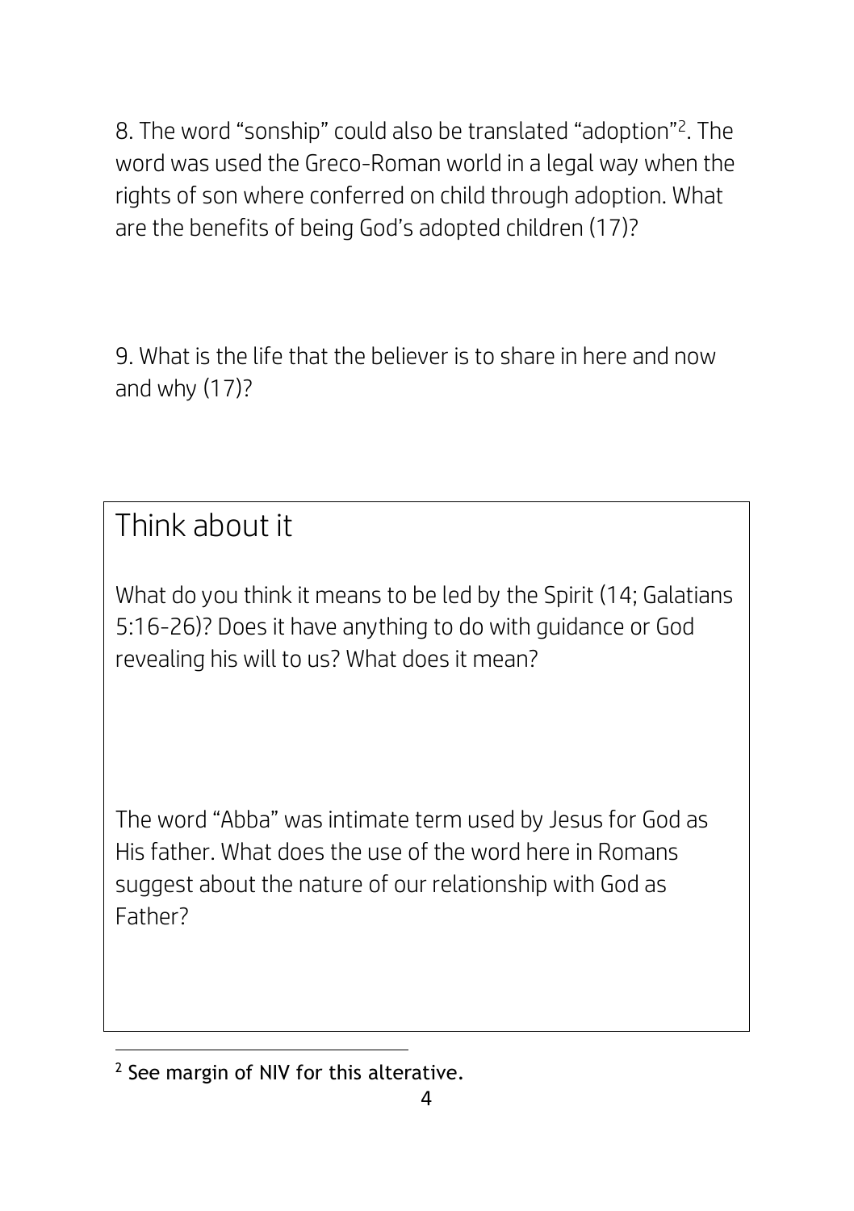8. The word "sonship" could also be translated "adoption"[2]. The word was used the Greco-Roman world in a legal way when the rights of son where conferred on child through adoption. What are the benefits of being God's adopted children (17)?

9. What is the life that the believer is to share in here and now and why (17)?

## Think about it

What do you think it means to be led by the Spirit (14; Galatians 5:16-26)? Does it have anything to do with guidance or God revealing his will to us? What does it mean?

The word "Abba" was intimate term used by Jesus for God as His father. What does the use of the word here in Romans suggest about the nature of our relationship with God as Father?

---

[2] See margin of NIV for this alterative.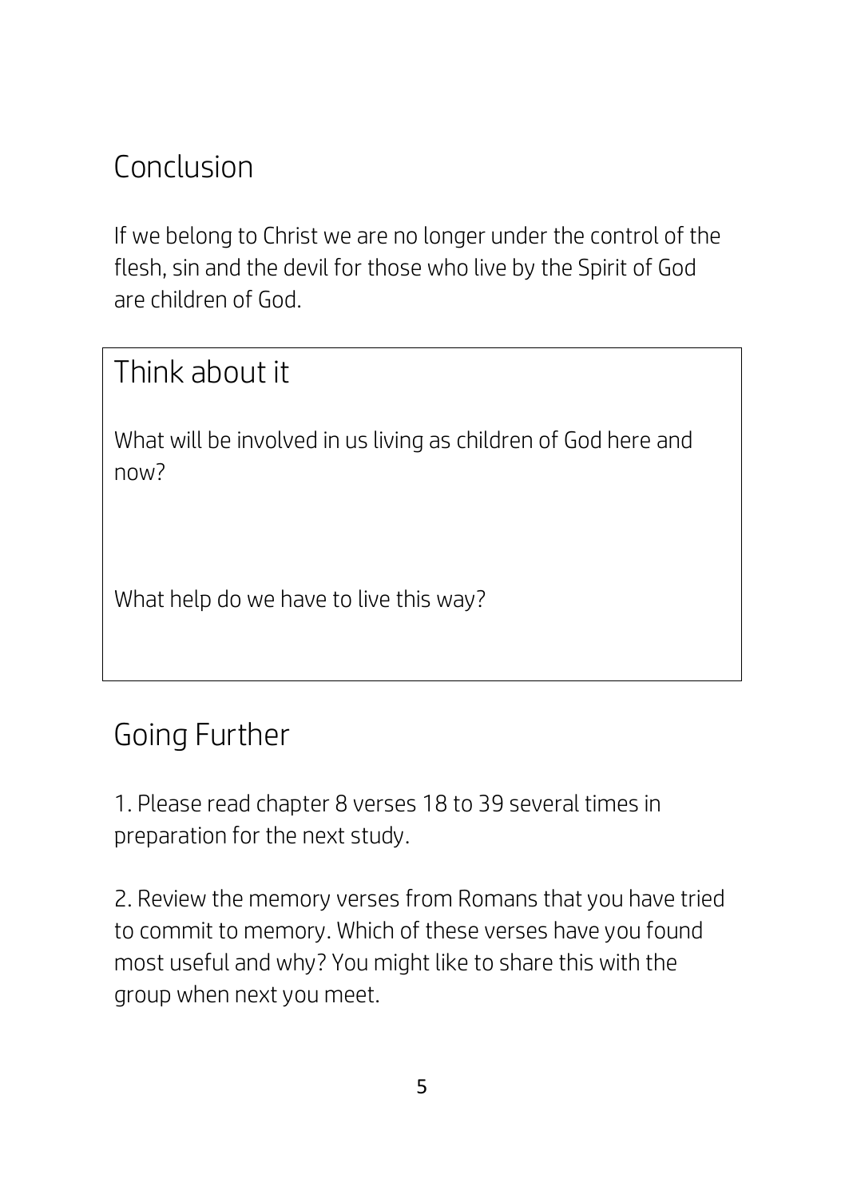## Conclusion

If we belong to Christ we are no longer under the control of the flesh, sin and the devil for those who live by the Spirit of God are children of God.

## Think about it

What will be involved in us living as children of God here and now?

What help do we have to live this way?

## Going Further

1. Please read chapter 8 verses 18 to 39 several times in preparation for the next study.

2. Review the memory verses from Romans that you have tried to commit to memory. Which of these verses have you found most useful and why? You might like to share this with the group when next you meet.